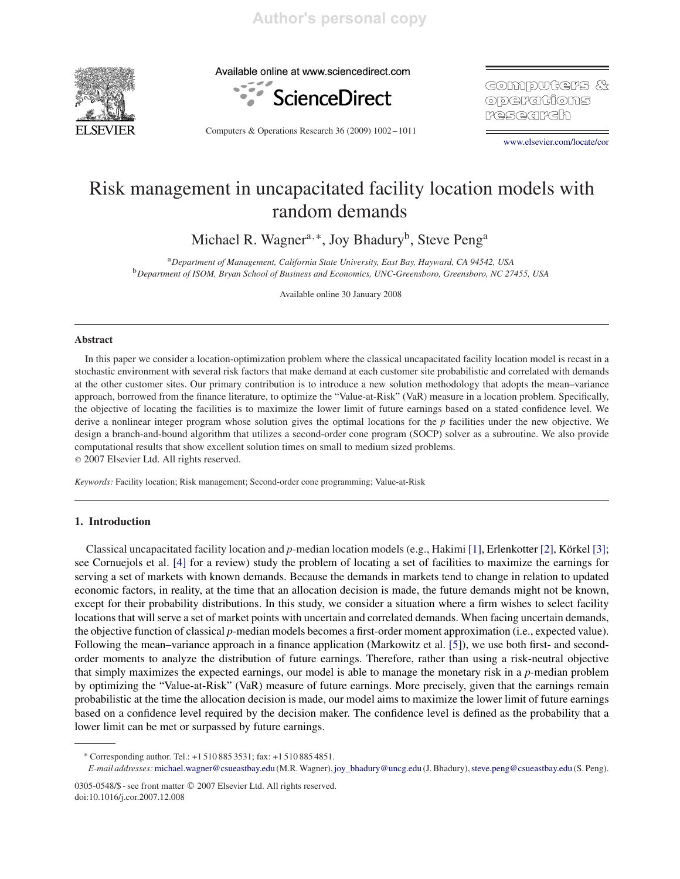# Risk management in uncapacitated facility location models with random demands

Michael R. Wagner[a,*], Joy Bhadury[b], Steve Peng[a]

[a] *Department of Management, California State University, East Bay, Hayward, CA 94542, USA*
[b] *Department of ISOM, Bryan School of Business and Economics, UNC-Greensboro, Greensboro, NC 27455, USA*

Available online 30 January 2008

## Abstract

In this paper we consider a location-optimization problem where the classical uncapacitated facility location model is recast in a stochastic environment with several risk factors that make demand at each customer site probabilistic and correlated with demands at the other customer sites. Our primary contribution is to introduce a new solution methodology that adopts the mean–variance approach, borrowed from the finance literature, to optimize the "Value-at-Risk" (VaR) measure in a location problem. Specifically, the objective of locating the facilities is to maximize the lower limit of future earnings based on a stated confidence level. We derive a nonlinear integer program whose solution gives the optimal locations for the $p$ facilities under the new objective. We design a branch-and-bound algorithm that utilizes a second-order cone program (SOCP) solver as a subroutine. We also provide computational results that show excellent solution times on small to medium sized problems.
© 2007 Elsevier Ltd. All rights reserved.

*Keywords:* Facility location; Risk management; Second-order cone programming; Value-at-Risk

## 1. Introduction

Classical uncapacitated facility location and $p$-median location models (e.g., Hakimi [1], Erlenkotter [2], Körkel [3]; see Cornuejols et al. [4] for a review) study the problem of locating a set of facilities to maximize the earnings for serving a set of markets with known demands. Because the demands in markets tend to change in relation to updated economic factors, in reality, at the time that an allocation decision is made, the future demands might not be known, except for their probability distributions. In this study, we consider a situation where a firm wishes to select facility locations that will serve a set of market points with uncertain and correlated demands. When facing uncertain demands, the objective function of classical $p$-median models becomes a first-order moment approximation (i.e., expected value). Following the mean–variance approach in a finance application (Markowitz et al. [5]), we use both first- and second-order moments to analyze the distribution of future earnings. Therefore, rather than using a risk-neutral objective that simply maximizes the expected earnings, our model is able to manage the monetary risk in a $p$-median problem by optimizing the "Value-at-Risk" (VaR) measure of future earnings. More precisely, given that the earnings remain probabilistic at the time the allocation decision is made, our model aims to maximize the lower limit of future earnings based on a confidence level required by the decision maker. The confidence level is defined as the probability that a lower limit can be met or surpassed by future earnings.

---

\* Corresponding author. Tel.: +1 510 885 3531; fax: +1 510 885 4851.
*E-mail addresses:* michael.wagner@csueastbay.edu (M.R. Wagner), joy_bhadury@uncg.edu (J. Bhadury), steve.peng@csueastbay.edu (S. Peng).

0305-0548/$ - see front matter © 2007 Elsevier Ltd. All rights reserved.
doi:10.1016/j.cor.2007.12.008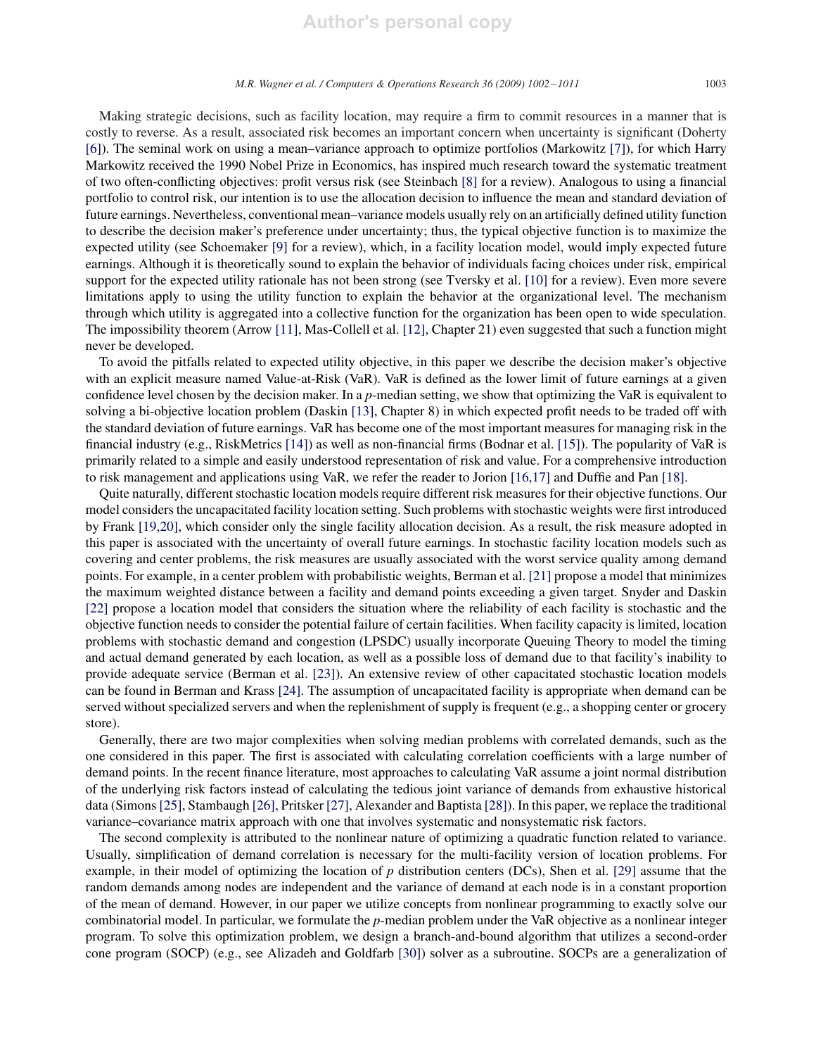Making strategic decisions, such as facility location, may require a firm to commit resources in a manner that is costly to reverse. As a result, associated risk becomes an important concern when uncertainty is significant (Doherty [6]). The seminal work on using a mean–variance approach to optimize portfolios (Markowitz [7]), for which Harry Markowitz received the 1990 Nobel Prize in Economics, has inspired much research toward the systematic treatment of two often-conflicting objectives: profit versus risk (see Steinbach [8] for a review). Analogous to using a financial portfolio to control risk, our intention is to use the allocation decision to influence the mean and standard deviation of future earnings. Nevertheless, conventional mean–variance models usually rely on an artificially defined utility function to describe the decision maker's preference under uncertainty; thus, the typical objective function is to maximize the expected utility (see Schoemaker [9] for a review), which, in a facility location model, would imply expected future earnings. Although it is theoretically sound to explain the behavior of individuals facing choices under risk, empirical support for the expected utility rationale has not been strong (see Tversky et al. [10] for a review). Even more severe limitations apply to using the utility function to explain the behavior at the organizational level. The mechanism through which utility is aggregated into a collective function for the organization has been open to wide speculation. The impossibility theorem (Arrow [11], Mas-Collell et al. [12], Chapter 21) even suggested that such a function might never be developed.

To avoid the pitfalls related to expected utility objective, in this paper we describe the decision maker's objective with an explicit measure named Value-at-Risk (VaR). VaR is defined as the lower limit of future earnings at a given confidence level chosen by the decision maker. In a $p$-median setting, we show that optimizing the VaR is equivalent to solving a bi-objective location problem (Daskin [13], Chapter 8) in which expected profit needs to be traded off with the standard deviation of future earnings. VaR has become one of the most important measures for managing risk in the financial industry (e.g., RiskMetrics [14]) as well as non-financial firms (Bodnar et al. [15]). The popularity of VaR is primarily related to a simple and easily understood representation of risk and value. For a comprehensive introduction to risk management and applications using VaR, we refer the reader to Jorion [16,17] and Duffie and Pan [18].

Quite naturally, different stochastic location models require different risk measures for their objective functions. Our model considers the uncapacitated facility location setting. Such problems with stochastic weights were first introduced by Frank [19,20], which consider only the single facility allocation decision. As a result, the risk measure adopted in this paper is associated with the uncertainty of overall future earnings. In stochastic facility location models such as covering and center problems, the risk measures are usually associated with the worst service quality among demand points. For example, in a center problem with probabilistic weights, Berman et al. [21] propose a model that minimizes the maximum weighted distance between a facility and demand points exceeding a given target. Snyder and Daskin [22] propose a location model that considers the situation where the reliability of each facility is stochastic and the objective function needs to consider the potential failure of certain facilities. When facility capacity is limited, location problems with stochastic demand and congestion (LPSDC) usually incorporate Queuing Theory to model the timing and actual demand generated by each location, as well as a possible loss of demand due to that facility's inability to provide adequate service (Berman et al. [23]). An extensive review of other capacitated stochastic location models can be found in Berman and Krass [24]. The assumption of uncapacitated facility is appropriate when demand can be served without specialized servers and when the replenishment of supply is frequent (e.g., a shopping center or grocery store).

Generally, there are two major complexities when solving median problems with correlated demands, such as the one considered in this paper. The first is associated with calculating correlation coefficients with a large number of demand points. In the recent finance literature, most approaches to calculating VaR assume a joint normal distribution of the underlying risk factors instead of calculating the tedious joint variance of demands from exhaustive historical data (Simons [25], Stambaugh [26], Pritsker [27], Alexander and Baptista [28]). In this paper, we replace the traditional variance–covariance matrix approach with one that involves systematic and nonsystematic risk factors.

The second complexity is attributed to the nonlinear nature of optimizing a quadratic function related to variance. Usually, simplification of demand correlation is necessary for the multi-facility version of location problems. For example, in their model of optimizing the location of $p$ distribution centers (DCs), Shen et al. [29] assume that the random demands among nodes are independent and the variance of demand at each node is in a constant proportion of the mean of demand. However, in our paper we utilize concepts from nonlinear programming to exactly solve our combinatorial model. In particular, we formulate the $p$-median problem under the VaR objective as a nonlinear integer program. To solve this optimization problem, we design a branch-and-bound algorithm that utilizes a second-order cone program (SOCP) (e.g., see Alizadeh and Goldfarb [30]) solver as a subroutine. SOCPs are a generalization of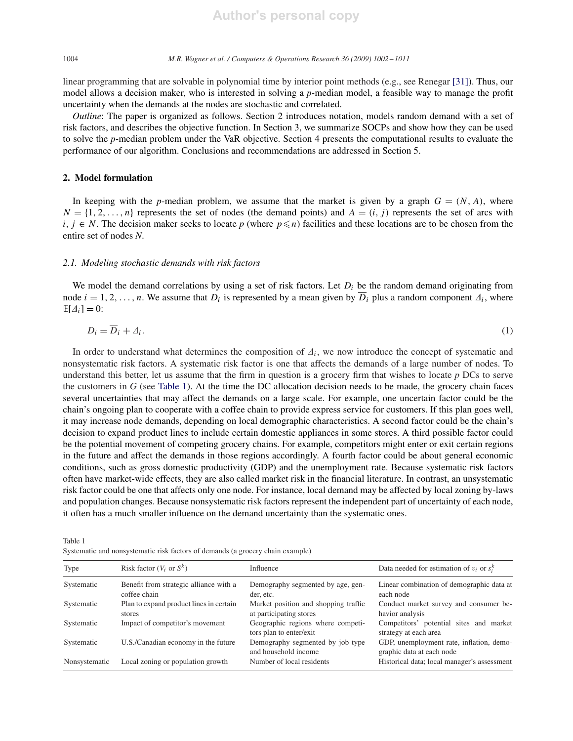linear programming that are solvable in polynomial time by interior point methods (e.g., see Renegar [31]). Thus, our model allows a decision maker, who is interested in solving a $p$-median model, a feasible way to manage the profit uncertainty when the demands at the nodes are stochastic and correlated.

*Outline*: The paper is organized as follows. Section 2 introduces notation, models random demand with a set of risk factors, and describes the objective function. In Section 3, we summarize SOCPs and show how they can be used to solve the $p$-median problem under the VaR objective. Section 4 presents the computational results to evaluate the performance of our algorithm. Conclusions and recommendations are addressed in Section 5.

## 2. Model formulation

In keeping with the $p$-median problem, we assume that the market is given by a graph $G = (N, A)$, where $N = \{1, 2, \ldots, n\}$ represents the set of nodes (the demand points) and $A = (i, j)$ represents the set of arcs with $i, j \in N$. The decision maker seeks to locate $p$ (where $p \leqslant n$) facilities and these locations are to be chosen from the entire set of nodes $N$.

### 2.1. Modeling stochastic demands with risk factors

We model the demand correlations by using a set of risk factors. Let $D_i$ be the random demand originating from node $i = 1, 2, \ldots, n$. We assume that $D_i$ is represented by a mean given by $\overline{D}_i$ plus a random component $\Delta_i$, where $\mathbb{E}[\Delta_i] = 0$:

$$D_i = \overline{D}_i + \Delta_i. \tag{1}$$

In order to understand what determines the composition of $\Delta_i$, we now introduce the concept of systematic and nonsystematic risk factors. A systematic risk factor is one that affects the demands of a large number of nodes. To understand this better, let us assume that the firm in question is a grocery firm that wishes to locate $p$ DCs to serve the customers in $G$ (see Table 1). At the time the DC allocation decision needs to be made, the grocery chain faces several uncertainties that may affect the demands on a large scale. For example, one uncertain factor could be the chain's ongoing plan to cooperate with a coffee chain to provide express service for customers. If this plan goes well, it may increase node demands, depending on local demographic characteristics. A second factor could be the chain's decision to expand product lines to include certain domestic appliances in some stores. A third possible factor could be the potential movement of competing grocery chains. For example, competitors might enter or exit certain regions in the future and affect the demands in those regions accordingly. A fourth factor could be about general economic conditions, such as gross domestic productivity (GDP) and the unemployment rate. Because systematic risk factors often have market-wide effects, they are also called market risk in the financial literature. In contrast, an unsystematic risk factor could be one that affects only one node. For instance, local demand may be affected by local zoning by-laws and population changes. Because nonsystematic risk factors represent the independent part of uncertainty of each node, it often has a much smaller influence on the demand uncertainty than the systematic ones.

Table 1
Systematic and nonsystematic risk factors of demands (a grocery chain example)

| Type | Risk factor ($V_i$ or $S^k$) | Influence | Data needed for estimation of $v_i$ or $s_i^k$ |
|---|---|---|---|
| Systematic | Benefit from strategic alliance with a coffee chain | Demography segmented by age, gender, etc. | Linear combination of demographic data at each node |
| Systematic | Plan to expand product lines in certain stores | Market position and shopping traffic at participating stores | Conduct market survey and consumer behavior analysis |
| Systematic | Impact of competitor's movement | Geographic regions where competitors plan to enter/exit | Competitors' potential sites and market strategy at each area |
| Systematic | U.S./Canadian economy in the future | Demography segmented by job type and household income | GDP, unemployment rate, inflation, demographic data at each node |
| Nonsystematic | Local zoning or population growth | Number of local residents | Historical data; local manager's assessment |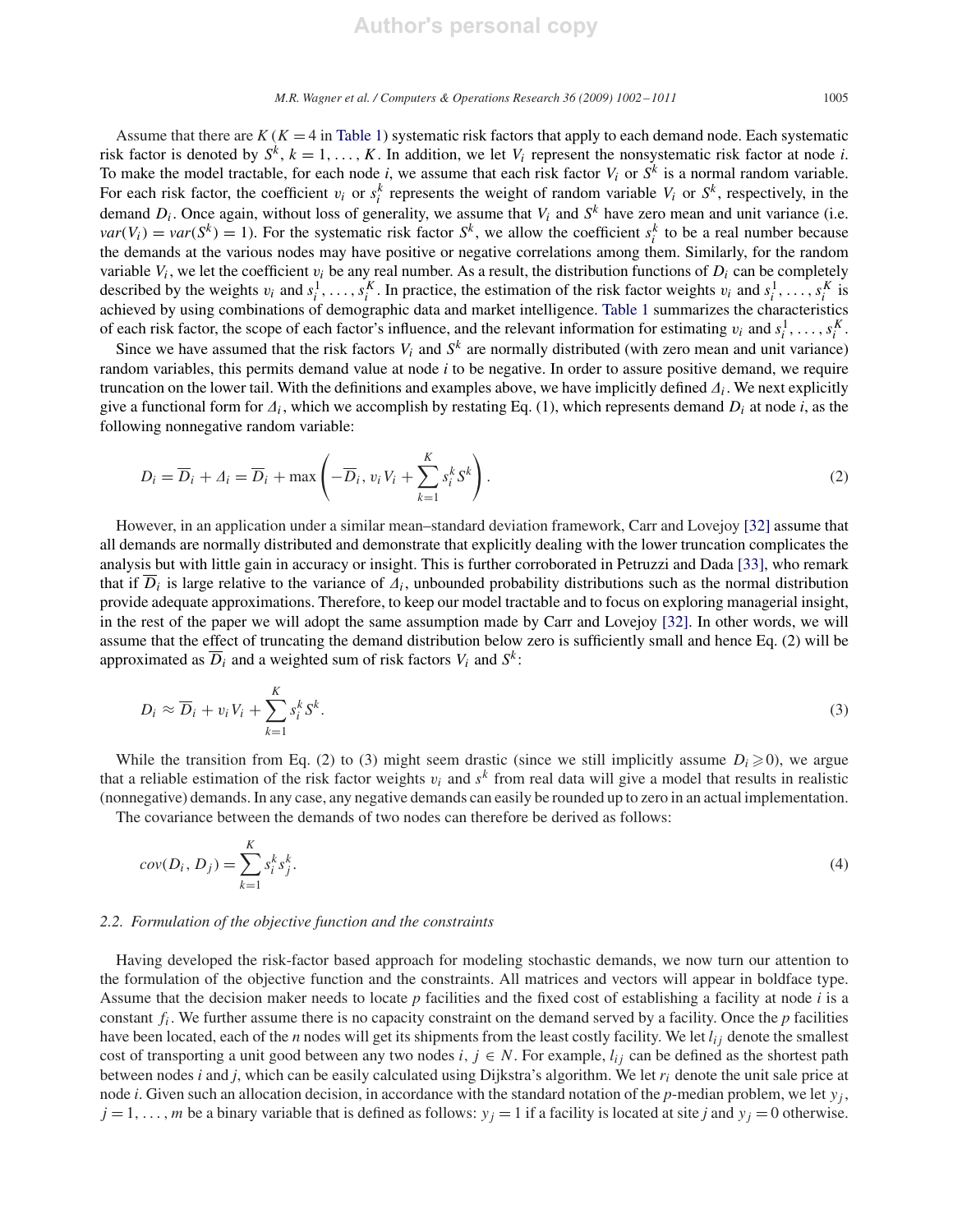Assume that there are $K$ ($K=4$ in Table 1) systematic risk factors that apply to each demand node. Each systematic risk factor is denoted by $S^k$, $k=1,\ldots,K$. In addition, we let $V_i$ represent the nonsystematic risk factor at node $i$. To make the model tractable, for each node $i$, we assume that each risk factor $V_i$ or $S^k$ is a normal random variable. For each risk factor, the coefficient $v_i$ or $s_i^k$ represents the weight of random variable $V_i$ or $S^k$, respectively, in the demand $D_i$. Once again, without loss of generality, we assume that $V_i$ and $S^k$ have zero mean and unit variance (i.e. $var(V_i)=var(S^k)=1$). For the systematic risk factor $S^k$, we allow the coefficient $s_i^k$ to be a real number because the demands at the various nodes may have positive or negative correlations among them. Similarly, for the random variable $V_i$, we let the coefficient $v_i$ be any real number. As a result, the distribution functions of $D_i$ can be completely described by the weights $v_i$ and $s_i^1,\ldots,s_i^K$. In practice, the estimation of the risk factor weights $v_i$ and $s_i^1,\ldots,s_i^K$ is achieved by using combinations of demographic data and market intelligence. Table 1 summarizes the characteristics of each risk factor, the scope of each factor's influence, and the relevant information for estimating $v_i$ and $s_i^1,\ldots,s_i^K$.

Since we have assumed that the risk factors $V_i$ and $S^k$ are normally distributed (with zero mean and unit variance) random variables, this permits demand value at node $i$ to be negative. In order to assure positive demand, we require truncation on the lower tail. With the definitions and examples above, we have implicitly defined $\Delta_i$. We next explicitly give a functional form for $\Delta_i$, which we accomplish by restating Eq. (1), which represents demand $D_i$ at node $i$, as the following nonnegative random variable:

$$D_i=\overline{D}_i+\Delta_i=\overline{D}_i+\max\left(-\overline{D}_i,\, v_iV_i+\sum_{k=1}^{K}s_i^kS^k\right). \tag{2}$$

However, in an application under a similar mean–standard deviation framework, Carr and Lovejoy [32] assume that all demands are normally distributed and demonstrate that explicitly dealing with the lower truncation complicates the analysis but with little gain in accuracy or insight. This is further corroborated in Petruzzi and Dada [33], who remark that if $\overline{D}_i$ is large relative to the variance of $\Delta_i$, unbounded probability distributions such as the normal distribution provide adequate approximations. Therefore, to keep our model tractable and to focus on exploring managerial insight, in the rest of the paper we will adopt the same assumption made by Carr and Lovejoy [32]. In other words, we will assume that the effect of truncating the demand distribution below zero is sufficiently small and hence Eq. (2) will be approximated as $\overline{D}_i$ and a weighted sum of risk factors $V_i$ and $S^k$:

$$D_i\approx\overline{D}_i+v_iV_i+\sum_{k=1}^{K}s_i^kS^k. \tag{3}$$

While the transition from Eq. (2) to (3) might seem drastic (since we still implicitly assume $D_i\geqslant 0$), we argue that a reliable estimation of the risk factor weights $v_i$ and $s^k$ from real data will give a model that results in realistic (nonnegative) demands. In any case, any negative demands can easily be rounded up to zero in an actual implementation.

The covariance between the demands of two nodes can therefore be derived as follows:

$$cov(D_i,D_j)=\sum_{k=1}^{K}s_i^ks_j^k. \tag{4}$$

### 2.2. Formulation of the objective function and the constraints

Having developed the risk-factor based approach for modeling stochastic demands, we now turn our attention to the formulation of the objective function and the constraints. All matrices and vectors will appear in boldface type. Assume that the decision maker needs to locate $p$ facilities and the fixed cost of establishing a facility at node $i$ is a constant $f_i$. We further assume there is no capacity constraint on the demand served by a facility. Once the $p$ facilities have been located, each of the $n$ nodes will get its shipments from the least costly facility. We let $l_{ij}$ denote the smallest cost of transporting a unit good between any two nodes $i$, $j\in N$. For example, $l_{ij}$ can be defined as the shortest path between nodes $i$ and $j$, which can be easily calculated using Dijkstra's algorithm. We let $r_i$ denote the unit sale price at node $i$. Given such an allocation decision, in accordance with the standard notation of the $p$-median problem, we let $y_j$, $j=1,\ldots,m$ be a binary variable that is defined as follows: $y_j=1$ if a facility is located at site $j$ and $y_j=0$ otherwise.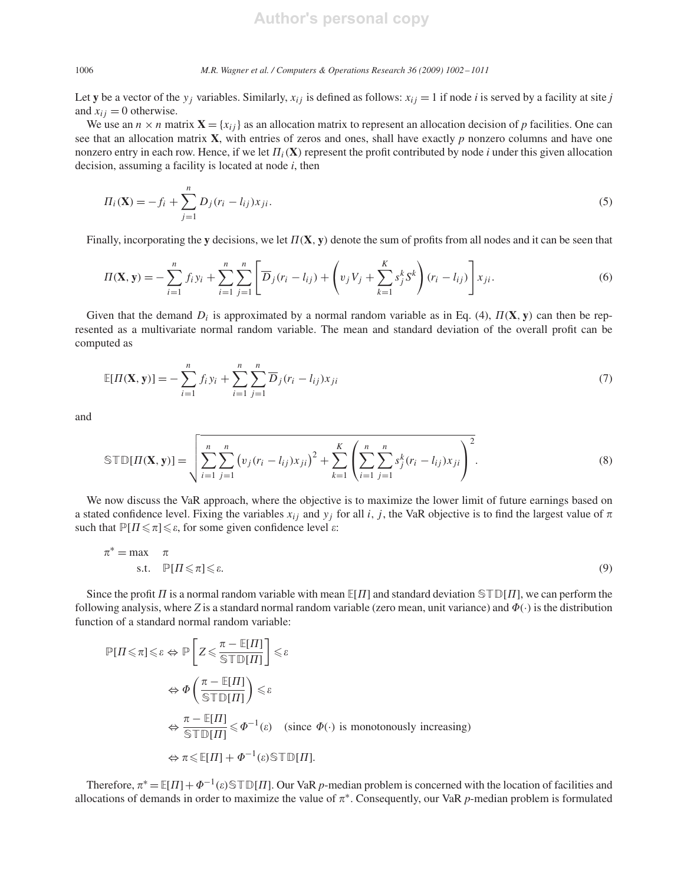Let $\mathbf{y}$ be a vector of the $y_j$ variables. Similarly, $x_{ij}$ is defined as follows: $x_{ij} = 1$ if node $i$ is served by a facility at site $j$ and $x_{ij} = 0$ otherwise.

We use an $n \times n$ matrix $\mathbf{X} = \{x_{ij}\}$ as an allocation matrix to represent an allocation decision of $p$ facilities. One can see that an allocation matrix $\mathbf{X}$, with entries of zeros and ones, shall have exactly $p$ nonzero columns and have one nonzero entry in each row. Hence, if we let $\Pi_i(\mathbf{X})$ represent the profit contributed by node $i$ under this given allocation decision, assuming a facility is located at node $i$, then

$$\Pi_i(\mathbf{X}) = -f_i + \sum_{j=1}^{n} D_j(r_i - l_{ij})x_{ji}. \tag{5}$$

Finally, incorporating the $\mathbf{y}$ decisions, we let $\Pi(\mathbf{X}, \mathbf{y})$ denote the sum of profits from all nodes and it can be seen that

$$\Pi(\mathbf{X}, \mathbf{y}) = -\sum_{i=1}^{n} f_i y_i + \sum_{i=1}^{n}\sum_{j=1}^{n}\left[\overline{D}_j(r_i - l_{ij}) + \left(v_j V_j + \sum_{k=1}^{K} s_j^k S^k\right)(r_i - l_{ij})\right]x_{ji}. \tag{6}$$

Given that the demand $D_i$ is approximated by a normal random variable as in Eq. (4), $\Pi(\mathbf{X}, \mathbf{y})$ can then be represented as a multivariate normal random variable. The mean and standard deviation of the overall profit can be computed as

$$\mathbb{E}[\Pi(\mathbf{X}, \mathbf{y})] = -\sum_{i=1}^{n} f_i y_i + \sum_{i=1}^{n}\sum_{j=1}^{n} \overline{D}_j(r_i - l_{ij})x_{ji} \tag{7}$$

and

$$\mathbb{STD}[\Pi(\mathbf{X}, \mathbf{y})] = \sqrt{\sum_{i=1}^{n}\sum_{j=1}^{n}\left(v_j(r_i - l_{ij})x_{ji}\right)^2 + \sum_{k=1}^{K}\left(\sum_{i=1}^{n}\sum_{j=1}^{n} s_j^k(r_i - l_{ij})x_{ji}\right)^2}. \tag{8}$$

We now discuss the VaR approach, where the objective is to maximize the lower limit of future earnings based on a stated confidence level. Fixing the variables $x_{ij}$ and $y_j$ for all $i$, $j$, the VaR objective is to find the largest value of $\pi$ such that $\mathbb{P}[\Pi \leqslant \pi] \leqslant \varepsilon$, for some given confidence level $\varepsilon$:

$$\begin{aligned} \pi^* = \max \quad & \pi \\ \text{s.t.} \quad & \mathbb{P}[\Pi \leqslant \pi] \leqslant \varepsilon. \end{aligned} \tag{9}$$

Since the profit $\Pi$ is a normal random variable with mean $\mathbb{E}[\Pi]$ and standard deviation $\mathbb{STD}[\Pi]$, we can perform the following analysis, where $Z$ is a standard normal random variable (zero mean, unit variance) and $\Phi(\cdot)$ is the distribution function of a standard normal random variable:

$$\begin{aligned} \mathbb{P}[\Pi \leqslant \pi] \leqslant \varepsilon &\Leftrightarrow \mathbb{P}\left[Z \leqslant \frac{\pi - \mathbb{E}[\Pi]}{\mathbb{STD}[\Pi]}\right] \leqslant \varepsilon \\ &\Leftrightarrow \Phi\left(\frac{\pi - \mathbb{E}[\Pi]}{\mathbb{STD}[\Pi]}\right) \leqslant \varepsilon \\ &\Leftrightarrow \frac{\pi - \mathbb{E}[\Pi]}{\mathbb{STD}[\Pi]} \leqslant \Phi^{-1}(\varepsilon) \quad \text{(since } \Phi(\cdot) \text{ is monotonously increasing)} \\ &\Leftrightarrow \pi \leqslant \mathbb{E}[\Pi] + \Phi^{-1}(\varepsilon)\mathbb{STD}[\Pi]. \end{aligned}$$

Therefore, $\pi^* = \mathbb{E}[\Pi] + \Phi^{-1}(\varepsilon)\mathbb{STD}[\Pi]$. Our VaR $p$-median problem is concerned with the location of facilities and allocations of demands in order to maximize the value of $\pi^*$. Consequently, our VaR $p$-median problem is formulated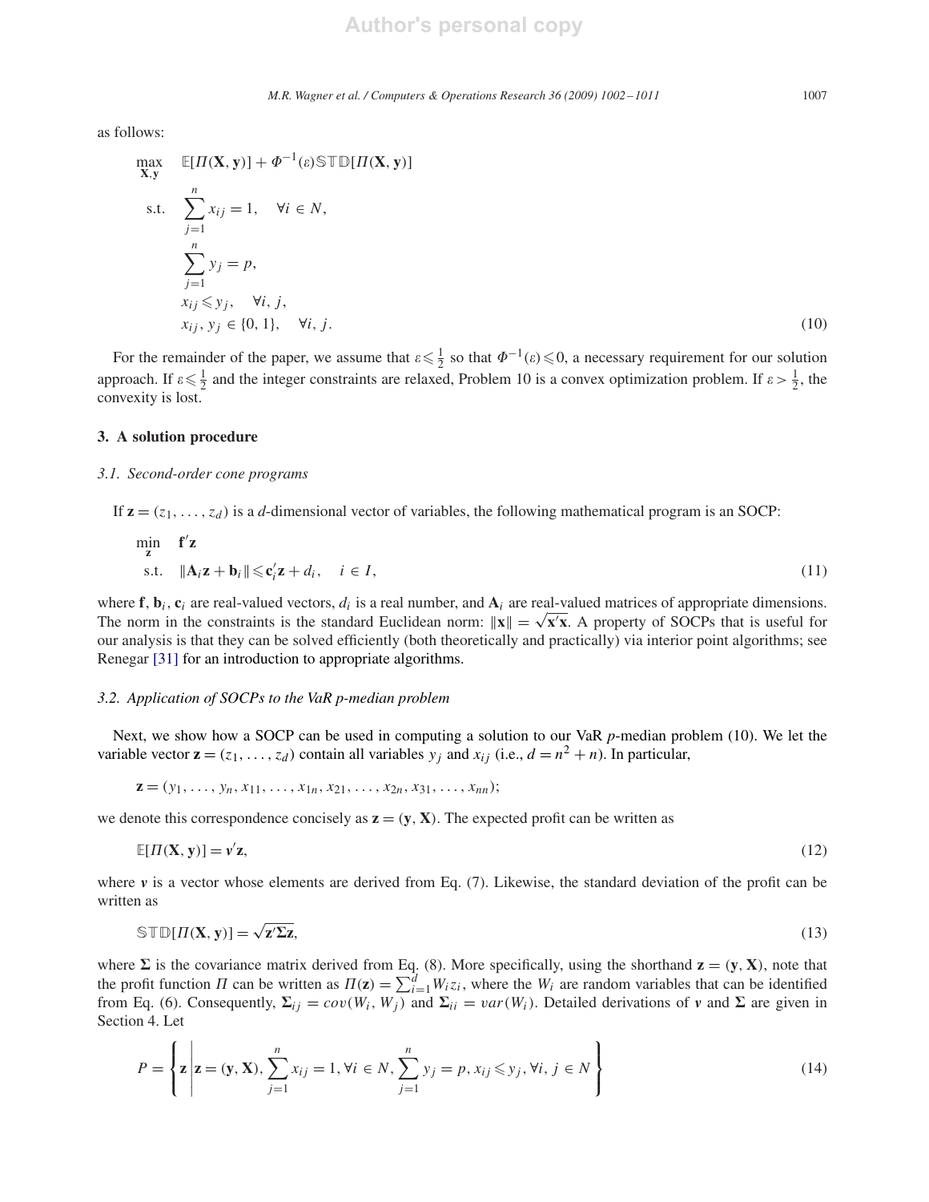as follows:

$$
\begin{aligned}
\max_{\mathbf{X},\mathbf{y}} \quad & \mathbb{E}[\Pi(\mathbf{X},\mathbf{y})] + \Phi^{-1}(\varepsilon)\mathbb{STD}[\Pi(\mathbf{X},\mathbf{y})] \\
\text{s.t.} \quad & \sum_{j=1}^{n} x_{ij} = 1, \quad \forall i \in N, \\
& \sum_{j=1}^{n} y_j = p, \\
& x_{ij} \leqslant y_j, \quad \forall i, j, \\
& x_{ij}, y_j \in \{0, 1\}, \quad \forall i, j.
\end{aligned} \tag{10}
$$

For the remainder of the paper, we assume that $\varepsilon \leqslant \frac{1}{2}$ so that $\Phi^{-1}(\varepsilon) \leqslant 0$, a necessary requirement for our solution approach. If $\varepsilon \leqslant \frac{1}{2}$ and the integer constraints are relaxed, Problem 10 is a convex optimization problem. If $\varepsilon > \frac{1}{2}$, the convexity is lost.

## 3. A solution procedure

### 3.1. Second-order cone programs

If $\mathbf{z} = (z_1, \ldots, z_d)$ is a $d$-dimensional vector of variables, the following mathematical program is an SOCP:

$$
\begin{aligned}
\min_{\mathbf{z}} \quad & \mathbf{f}'\mathbf{z} \\
\text{s.t.} \quad & \|\mathbf{A}_i\mathbf{z} + \mathbf{b}_i\| \leqslant \mathbf{c}_i'\mathbf{z} + d_i, \quad i \in I,
\end{aligned} \tag{11}
$$

where $\mathbf{f}$, $\mathbf{b}_i$, $\mathbf{c}_i$ are real-valued vectors, $d_i$ is a real number, and $\mathbf{A}_i$ are real-valued matrices of appropriate dimensions. The norm in the constraints is the standard Euclidean norm: $\|\mathbf{x}\| = \sqrt{\mathbf{x}'\mathbf{x}}$. A property of SOCPs that is useful for our analysis is that they can be solved efficiently (both theoretically and practically) via interior point algorithms; see Renegar [31] for an introduction to appropriate algorithms.

### 3.2. Application of SOCPs to the VaR *p*-median problem

Next, we show how a SOCP can be used in computing a solution to our VaR $p$-median problem (10). We let the variable vector $\mathbf{z} = (z_1, \ldots, z_d)$ contain all variables $y_j$ and $x_{ij}$ (i.e., $d = n^2 + n$). In particular,

$$
\mathbf{z} = (y_1, \ldots, y_n, x_{11}, \ldots, x_{1n}, x_{21}, \ldots, x_{2n}, x_{31}, \ldots, x_{nn});
$$

we denote this correspondence concisely as $\mathbf{z} = (\mathbf{y}, \mathbf{X})$. The expected profit can be written as

$$
\mathbb{E}[\Pi(\mathbf{X},\mathbf{y})] = \boldsymbol{v}'\mathbf{z}, \tag{12}
$$

where $\boldsymbol{v}$ is a vector whose elements are derived from Eq. (7). Likewise, the standard deviation of the profit can be written as

$$
\mathbb{STD}[\Pi(\mathbf{X},\mathbf{y})] = \sqrt{\mathbf{z}'\boldsymbol{\Sigma}\mathbf{z}}, \tag{13}
$$

where $\boldsymbol{\Sigma}$ is the covariance matrix derived from Eq. (8). More specifically, using the shorthand $\mathbf{z} = (\mathbf{y}, \mathbf{X})$, note that the profit function $\Pi$ can be written as $\Pi(\mathbf{z}) = \sum_{i=1}^{d} W_i z_i$, where the $W_i$ are random variables that can be identified from Eq. (6). Consequently, $\boldsymbol{\Sigma}_{ij} = cov(W_i, W_j)$ and $\boldsymbol{\Sigma}_{ii} = var(W_i)$. Detailed derivations of $\boldsymbol{v}$ and $\boldsymbol{\Sigma}$ are given in Section 4. Let

$$
P = \left\{ \mathbf{z} \,\middle|\, \mathbf{z} = (\mathbf{y}, \mathbf{X}), \sum_{j=1}^{n} x_{ij} = 1, \forall i \in N, \sum_{j=1}^{n} y_j = p, x_{ij} \leqslant y_j, \forall i, j \in N \right\} \tag{14}
$$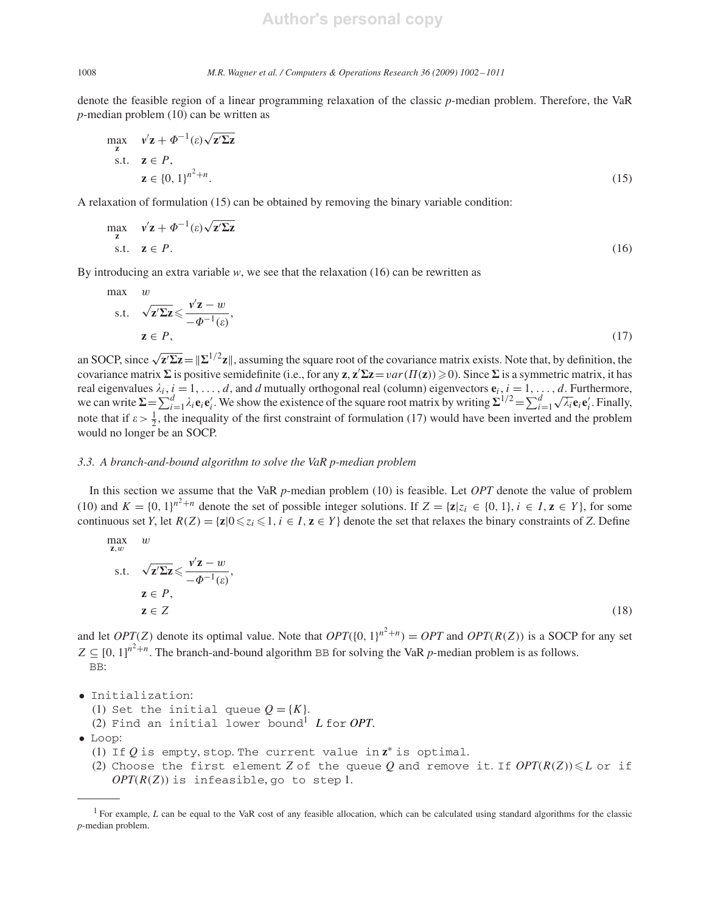denote the feasible region of a linear programming relaxation of the classic $p$-median problem. Therefore, the VaR $p$-median problem (10) can be written as

$$\begin{aligned} \max_{\mathbf{z}} \quad & \mathbf{v}'\mathbf{z} + \Phi^{-1}(\varepsilon)\sqrt{\mathbf{z}'\boldsymbol{\Sigma}\mathbf{z}} \\ \text{s.t.} \quad & \mathbf{z} \in P, \\ & \mathbf{z} \in \{0,1\}^{n^2+n}. \end{aligned} \tag{15}$$

A relaxation of formulation (15) can be obtained by removing the binary variable condition:

$$\begin{aligned} \max_{\mathbf{z}} \quad & \mathbf{v}'\mathbf{z} + \Phi^{-1}(\varepsilon)\sqrt{\mathbf{z}'\boldsymbol{\Sigma}\mathbf{z}} \\ \text{s.t.} \quad & \mathbf{z} \in P. \end{aligned} \tag{16}$$

By introducing an extra variable $w$, we see that the relaxation (16) can be rewritten as

$$\begin{aligned} \max \quad & w \\ \text{s.t.} \quad & \sqrt{\mathbf{z}'\boldsymbol{\Sigma}\mathbf{z}} \leqslant \frac{\mathbf{v}'\mathbf{z} - w}{-\Phi^{-1}(\varepsilon)}, \\ & \mathbf{z} \in P, \end{aligned} \tag{17}$$

an SOCP, since $\sqrt{\mathbf{z}'\boldsymbol{\Sigma}\mathbf{z}} = \|\boldsymbol{\Sigma}^{1/2}\mathbf{z}\|$, assuming the square root of the covariance matrix exists. Note that, by definition, the covariance matrix $\boldsymbol{\Sigma}$ is positive semidefinite (i.e., for any $\mathbf{z}$, $\mathbf{z}'\boldsymbol{\Sigma}\mathbf{z} = var(\Pi(\mathbf{z})) \geqslant 0$). Since $\boldsymbol{\Sigma}$ is a symmetric matrix, it has real eigenvalues $\lambda_i$, $i = 1, \ldots, d$, and $d$ mutually orthogonal real (column) eigenvectors $\mathbf{e}_i$, $i = 1, \ldots, d$. Furthermore, we can write $\boldsymbol{\Sigma} = \sum_{i=1}^{d} \lambda_i \mathbf{e}_i \mathbf{e}_i'$. We show the existence of the square root matrix by writing $\boldsymbol{\Sigma}^{1/2} = \sum_{i=1}^{d} \sqrt{\lambda_i}\mathbf{e}_i\mathbf{e}_i'$. Finally, note that if $\varepsilon > \frac{1}{2}$, the inequality of the first constraint of formulation (17) would have been inverted and the problem would no longer be an SOCP.

### 3.3. A branch-and-bound algorithm to solve the VaR p-median problem

In this section we assume that the VaR $p$-median problem (10) is feasible. Let $OPT$ denote the value of problem (10) and $K = \{0,1\}^{n^2+n}$ denote the set of possible integer solutions. If $Z = \{\mathbf{z} | z_i \in \{0,1\}, i \in I, \mathbf{z} \in Y\}$, for some continuous set $Y$, let $R(Z) = \{\mathbf{z} | 0 \leqslant z_i \leqslant 1, i \in I, \mathbf{z} \in Y\}$ denote the set that relaxes the binary constraints of $Z$. Define

$$\begin{aligned} \max_{\mathbf{z},w} \quad & w \\ \text{s.t.} \quad & \sqrt{\mathbf{z}'\boldsymbol{\Sigma}\mathbf{z}} \leqslant \frac{\mathbf{v}'\mathbf{z} - w}{-\Phi^{-1}(\varepsilon)}, \\ & \mathbf{z} \in P, \\ & \mathbf{z} \in Z \end{aligned} \tag{18}$$

and let $OPT(Z)$ denote its optimal value. Note that $OPT(\{0,1\}^{n^2+n}) = OPT$ and $OPT(R(Z))$ is a SOCP for any set $Z \subseteq [0,1]^{n^2+n}$. The branch-and-bound algorithm `BB` for solving the VaR $p$-median problem is as follows.

`BB`:

- `Initialization:`
  1. `Set the initial queue` $Q = \{K\}$.
  2. `Find an initial lower bound`[1] $L$ `for` $OPT$.
- `Loop:`
  1. `If` $Q$ `is empty, stop. The current value in` $\mathbf{z}^*$ `is optimal.`
  2. `Choose the first element` $Z$ `of the queue` $Q$ `and remove it. If` $OPT(R(Z)) \leqslant L$ `or if` $OPT(R(Z))$ `is infeasible, go to step 1.`

[1] For example, $L$ can be equal to the VaR cost of any feasible allocation, which can be calculated using standard algorithms for the classic $p$-median problem.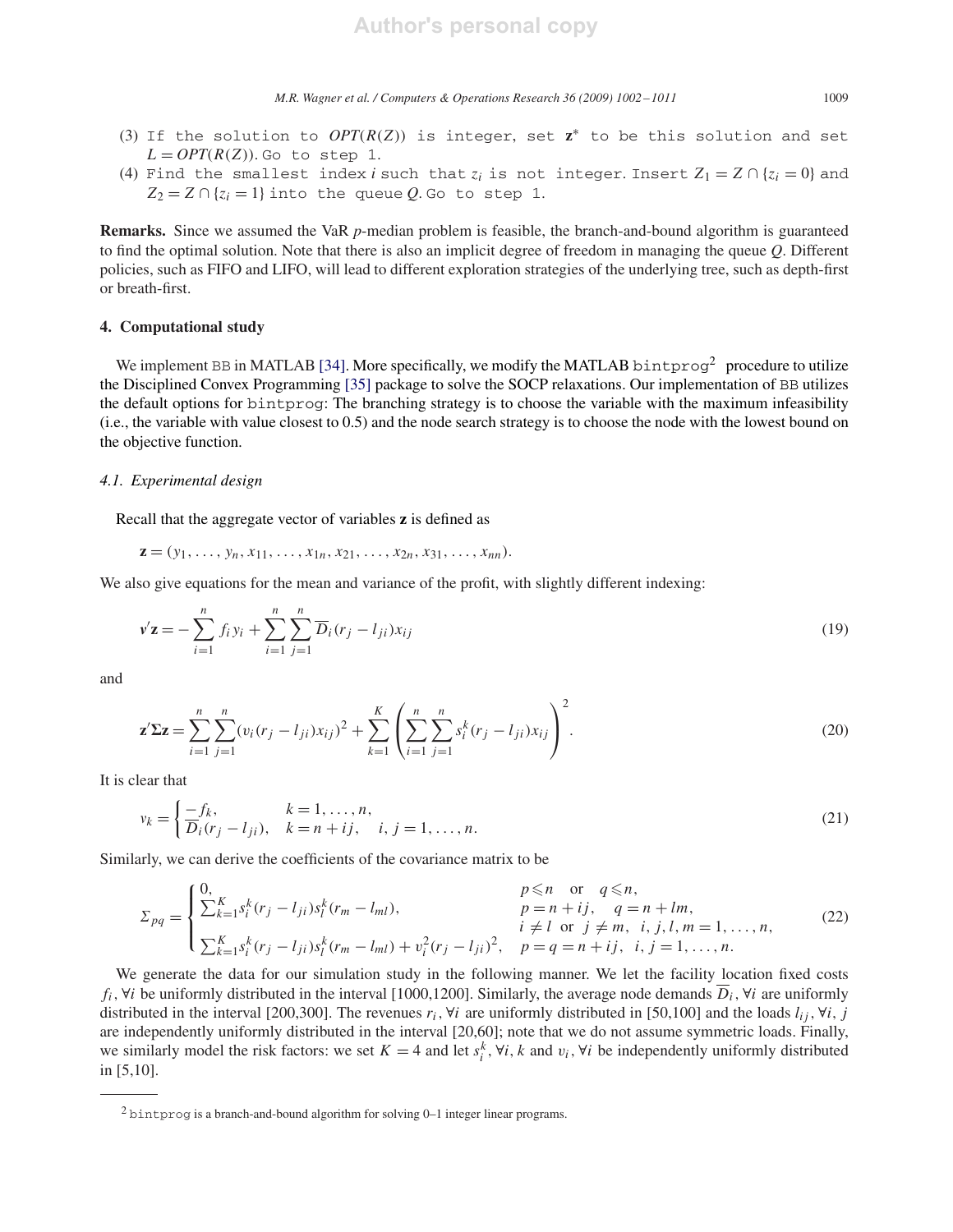(3) If the solution to $OPT(R(Z))$ is integer, set $\mathbf{z}^*$ to be this solution and set $L = OPT(R(Z))$. Go to step 1.

(4) Find the smallest index $i$ such that $z_i$ is not integer. Insert $Z_1 = Z \cap \{z_i = 0\}$ and $Z_2 = Z \cap \{z_i = 1\}$ into the queue $Q$. Go to step 1.

**Remarks.** Since we assumed the VaR $p$-median problem is feasible, the branch-and-bound algorithm is guaranteed to find the optimal solution. Note that there is also an implicit degree of freedom in managing the queue $Q$. Different policies, such as FIFO and LIFO, will lead to different exploration strategies of the underlying tree, such as depth-first or breath-first.

## 4. Computational study

We implement BB in MATLAB [34]. More specifically, we modify the MATLAB bintprog[2] procedure to utilize the Disciplined Convex Programming [35] package to solve the SOCP relaxations. Our implementation of BB utilizes the default options for bintprog: The branching strategy is to choose the variable with the maximum infeasibility (i.e., the variable with value closest to 0.5) and the node search strategy is to choose the node with the lowest bound on the objective function.

### 4.1. Experimental design

Recall that the aggregate vector of variables $\mathbf{z}$ is defined as

$$\mathbf{z} = (y_1, \ldots, y_n, x_{11}, \ldots, x_{1n}, x_{21}, \ldots, x_{2n}, x_{31}, \ldots, x_{nn}).$$

We also give equations for the mean and variance of the profit, with slightly different indexing:

$$\mathbf{v}'\mathbf{z} = -\sum_{i=1}^{n} f_i y_i + \sum_{i=1}^{n}\sum_{j=1}^{n} \overline{D}_i (r_j - l_{ji}) x_{ij} \tag{19}$$

and

$$\mathbf{z}'\Sigma\mathbf{z} = \sum_{i=1}^{n}\sum_{j=1}^{n} (v_i (r_j - l_{ji}) x_{ij})^2 + \sum_{k=1}^{K} \left( \sum_{i=1}^{n}\sum_{j=1}^{n} s_i^k (r_j - l_{ji}) x_{ij} \right)^2. \tag{20}$$

It is clear that

$$v_k = \begin{cases} -f_k, & k = 1, \ldots, n, \\ \overline{D}_i (r_j - l_{ji}), & k = n + ij, \quad i, j = 1, \ldots, n. \end{cases} \tag{21}$$

Similarly, we can derive the coefficients of the covariance matrix to be

$$\Sigma_{pq} = \begin{cases} 0, & p \leqslant n \quad \text{or} \quad q \leqslant n, \\ \sum_{k=1}^{K} s_i^k (r_j - l_{ji}) s_l^k (r_m - l_{ml}), & p = n + ij, \quad q = n + lm, \\ & i \neq l \text{ or } j \neq m, \ \ i, j, l, m = 1, \ldots, n, \\ \sum_{k=1}^{K} s_i^k (r_j - l_{ji}) s_l^k (r_m - l_{ml}) + v_i^2 (r_j - l_{ji})^2, & p = q = n + ij, \ \ i, j = 1, \ldots, n. \end{cases} \tag{22}$$

We generate the data for our simulation study in the following manner. We let the facility location fixed costs $f_i, \forall i$ be uniformly distributed in the interval [1000,1200]. Similarly, the average node demands $\overline{D}_i, \forall i$ are uniformly distributed in the interval [200,300]. The revenues $r_i, \forall i$ are uniformly distributed in [50,100] and the loads $l_{ij}, \forall i, j$ are independently uniformly distributed in the interval [20,60]; note that we do not assume symmetric loads. Finally, we similarly model the risk factors: we set $K = 4$ and let $s_i^k, \forall i, k$ and $v_i, \forall i$ be independently uniformly distributed in [5,10].

---

[2] bintprog is a branch-and-bound algorithm for solving 0–1 integer linear programs.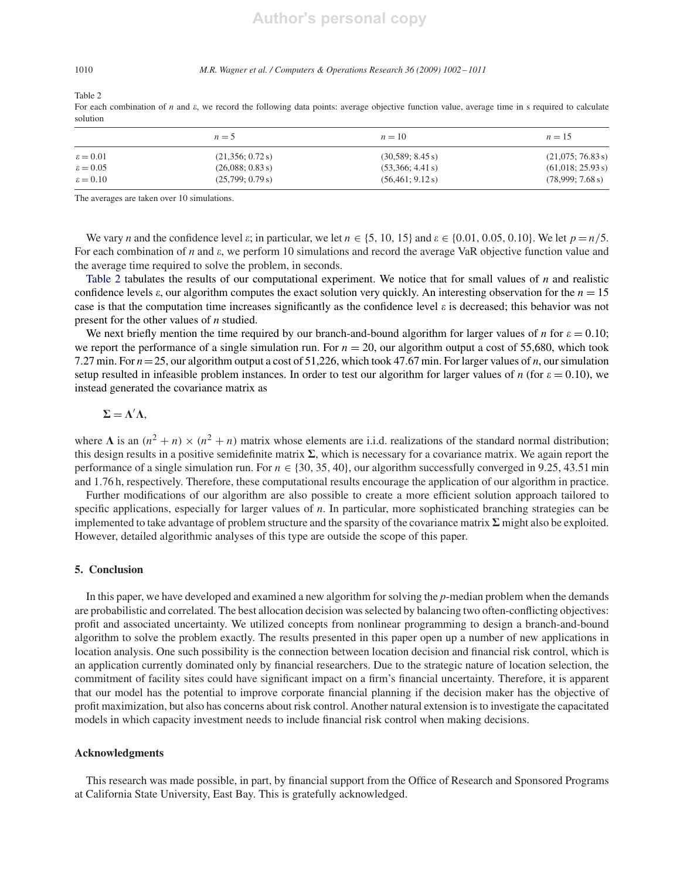Table 2
For each combination of $n$ and $\varepsilon$, we record the following data points: average objective function value, average time in s required to calculate solution

| | $n = 5$ | $n = 10$ | $n = 15$ |
|---|---|---|---|
| $\varepsilon = 0.01$ | (21,356; 0.72 s) | (30,589; 8.45 s) | (21,075; 76.83 s) |
| $\varepsilon = 0.05$ | (26,088; 0.83 s) | (53,366; 4.41 s) | (61,018; 25.93 s) |
| $\varepsilon = 0.10$ | (25,799; 0.79 s) | (56,461; 9.12 s) | (78,999; 7.68 s) |

The averages are taken over 10 simulations.

We vary $n$ and the confidence level $\varepsilon$; in particular, we let $n \in \{5, 10, 15\}$ and $\varepsilon \in \{0.01, 0.05, 0.10\}$. We let $p = n/5$. For each combination of $n$ and $\varepsilon$, we perform 10 simulations and record the average VaR objective function value and the average time required to solve the problem, in seconds.

Table 2 tabulates the results of our computational experiment. We notice that for small values of $n$ and realistic confidence levels $\varepsilon$, our algorithm computes the exact solution very quickly. An interesting observation for the $n = 15$ case is that the computation time increases significantly as the confidence level $\varepsilon$ is decreased; this behavior was not present for the other values of $n$ studied.

We next briefly mention the time required by our branch-and-bound algorithm for larger values of $n$ for $\varepsilon = 0.10$; we report the performance of a single simulation run. For $n = 20$, our algorithm output a cost of 55,680, which took 7.27 min. For $n = 25$, our algorithm output a cost of 51,226, which took 47.67 min. For larger values of $n$, our simulation setup resulted in infeasible problem instances. In order to test our algorithm for larger values of $n$ (for $\varepsilon = 0.10$), we instead generated the covariance matrix as

$$\mathbf{\Sigma} = \mathbf{\Lambda}'\mathbf{\Lambda},$$

where $\mathbf{\Lambda}$ is an $(n^2 + n) \times (n^2 + n)$ matrix whose elements are i.i.d. realizations of the standard normal distribution; this design results in a positive semidefinite matrix $\mathbf{\Sigma}$, which is necessary for a covariance matrix. We again report the performance of a single simulation run. For $n \in \{30, 35, 40\}$, our algorithm successfully converged in 9.25, 43.51 min and 1.76 h, respectively. Therefore, these computational results encourage the application of our algorithm in practice.

Further modifications of our algorithm are also possible to create a more efficient solution approach tailored to specific applications, especially for larger values of $n$. In particular, more sophisticated branching strategies can be implemented to take advantage of problem structure and the sparsity of the covariance matrix $\mathbf{\Sigma}$ might also be exploited. However, detailed algorithmic analyses of this type are outside the scope of this paper.

## 5. Conclusion

In this paper, we have developed and examined a new algorithm for solving the $p$-median problem when the demands are probabilistic and correlated. The best allocation decision was selected by balancing two often-conflicting objectives: profit and associated uncertainty. We utilized concepts from nonlinear programming to design a branch-and-bound algorithm to solve the problem exactly. The results presented in this paper open up a number of new applications in location analysis. One such possibility is the connection between location decision and financial risk control, which is an application currently dominated only by financial researchers. Due to the strategic nature of location selection, the commitment of facility sites could have significant impact on a firm's financial uncertainty. Therefore, it is apparent that our model has the potential to improve corporate financial planning if the decision maker has the objective of profit maximization, but also has concerns about risk control. Another natural extension is to investigate the capacitated models in which capacity investment needs to include financial risk control when making decisions.

## Acknowledgments

This research was made possible, in part, by financial support from the Office of Research and Sponsored Programs at California State University, East Bay. This is gratefully acknowledged.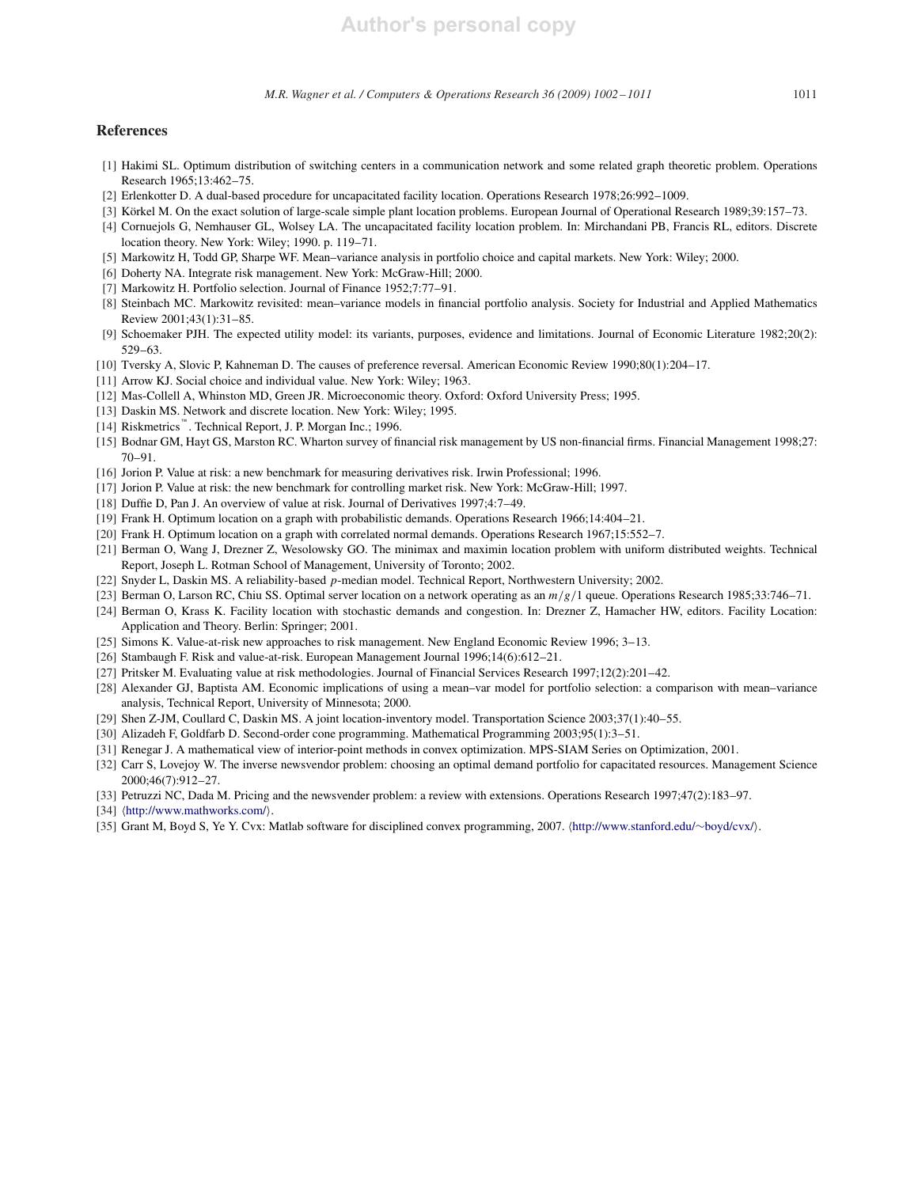## References

[1] Hakimi SL. Optimum distribution of switching centers in a communication network and some related graph theoretic problem. Operations Research 1965;13:462–75.

[2] Erlenkotter D. A dual-based procedure for uncapacitated facility location. Operations Research 1978;26:992–1009.

[3] Körkel M. On the exact solution of large-scale simple plant location problems. European Journal of Operational Research 1989;39:157–73.

[4] Cornuejols G, Nemhauser GL, Wolsey LA. The uncapacitated facility location problem. In: Mirchandani PB, Francis RL, editors. Discrete location theory. New York: Wiley; 1990. p. 119–71.

[5] Markowitz H, Todd GP, Sharpe WF. Mean–variance analysis in portfolio choice and capital markets. New York: Wiley; 2000.

[6] Doherty NA. Integrate risk management. New York: McGraw-Hill; 2000.

[7] Markowitz H. Portfolio selection. Journal of Finance 1952;7:77–91.

[8] Steinbach MC. Markowitz revisited: mean–variance models in financial portfolio analysis. Society for Industrial and Applied Mathematics Review 2001;43(1):31–85.

[9] Schoemaker PJH. The expected utility model: its variants, purposes, evidence and limitations. Journal of Economic Literature 1982;20(2): 529–63.

[10] Tversky A, Slovic P, Kahneman D. The causes of preference reversal. American Economic Review 1990;80(1):204–17.

[11] Arrow KJ. Social choice and individual value. New York: Wiley; 1963.

[12] Mas-Collell A, Whinston MD, Green JR. Microeconomic theory. Oxford: Oxford University Press; 1995.

[13] Daskin MS. Network and discrete location. New York: Wiley; 1995.

[14] Riskmetrics™. Technical Report, J. P. Morgan Inc.; 1996.

[15] Bodnar GM, Hayt GS, Marston RC. Wharton survey of financial risk management by US non-financial firms. Financial Management 1998;27: 70–91.

[16] Jorion P. Value at risk: a new benchmark for measuring derivatives risk. Irwin Professional; 1996.

[17] Jorion P. Value at risk: the new benchmark for controlling market risk. New York: McGraw-Hill; 1997.

[18] Duffie D, Pan J. An overview of value at risk. Journal of Derivatives 1997;4:7–49.

[19] Frank H. Optimum location on a graph with probabilistic demands. Operations Research 1966;14:404–21.

[20] Frank H. Optimum location on a graph with correlated normal demands. Operations Research 1967;15:552–7.

[21] Berman O, Wang J, Drezner Z, Wesolowsky GO. The minimax and maximin location problem with uniform distributed weights. Technical Report, Joseph L. Rotman School of Management, University of Toronto; 2002.

[22] Snyder L, Daskin MS. A reliability-based $p$-median model. Technical Report, Northwestern University; 2002.

[23] Berman O, Larson RC, Chiu SS. Optimal server location on a network operating as an $m/g/1$ queue. Operations Research 1985;33:746–71.

[24] Berman O, Krass K. Facility location with stochastic demands and congestion. In: Drezner Z, Hamacher HW, editors. Facility Location: Application and Theory. Berlin: Springer; 2001.

[25] Simons K. Value-at-risk new approaches to risk management. New England Economic Review 1996; 3–13.

[26] Stambaugh F. Risk and value-at-risk. European Management Journal 1996;14(6):612–21.

[27] Pritsker M. Evaluating value at risk methodologies. Journal of Financial Services Research 1997;12(2):201–42.

[28] Alexander GJ, Baptista AM. Economic implications of using a mean–var model for portfolio selection: a comparison with mean–variance analysis, Technical Report, University of Minnesota; 2000.

[29] Shen Z-JM, Coullard C, Daskin MS. A joint location-inventory model. Transportation Science 2003;37(1):40–55.

[30] Alizadeh F, Goldfarb D. Second-order cone programming. Mathematical Programming 2003;95(1):3–51.

[31] Renegar J. A mathematical view of interior-point methods in convex optimization. MPS-SIAM Series on Optimization, 2001.

[32] Carr S, Lovejoy W. The inverse newsvendor problem: choosing an optimal demand portfolio for capacitated resources. Management Science 2000;46(7):912–27.

[33] Petruzzi NC, Dada M. Pricing and the newsvender problem: a review with extensions. Operations Research 1997;47(2):183–97.

[34] ⟨http://www.mathworks.com/⟩.

[35] Grant M, Boyd S, Ye Y. Cvx: Matlab software for disciplined convex programming, 2007. ⟨http://www.stanford.edu/~boyd/cvx/⟩.